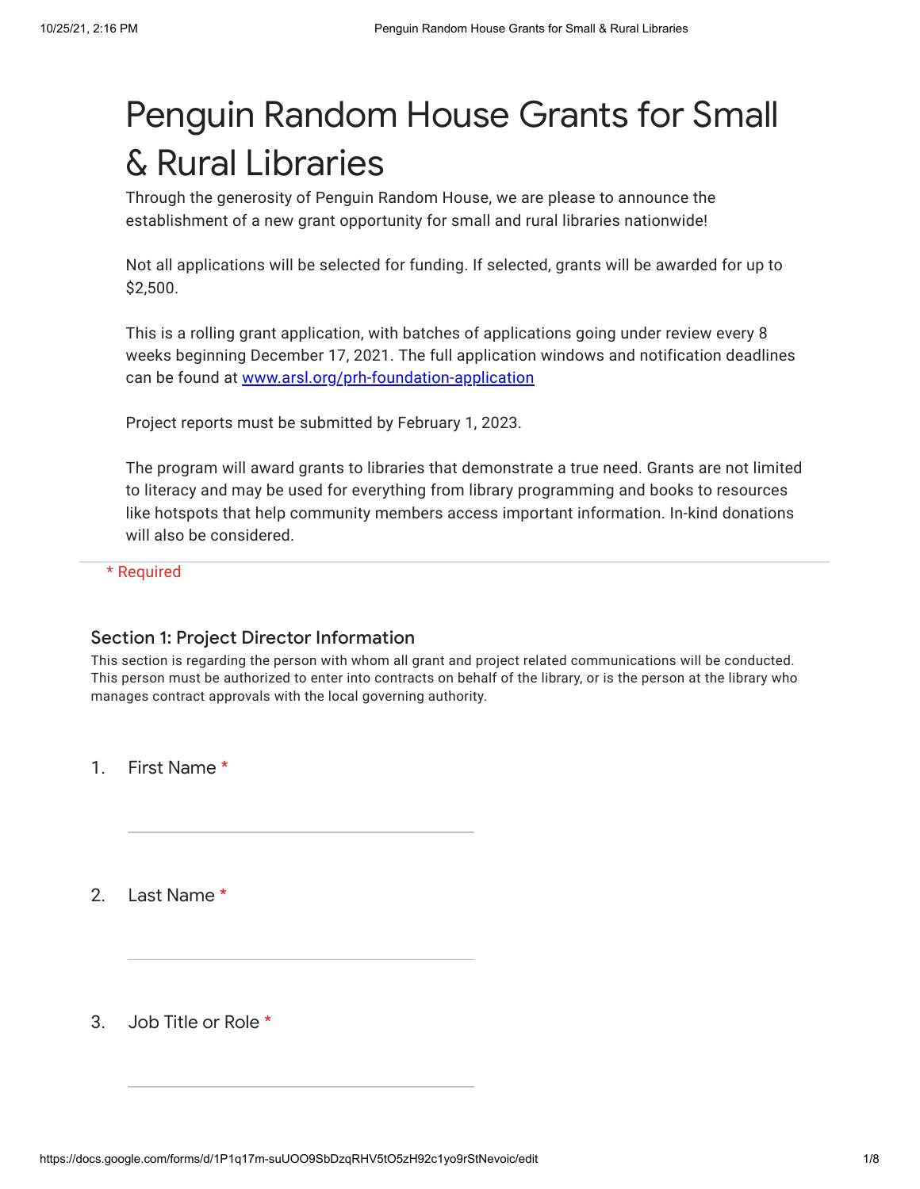# Penguin Random House Grants for Small & Rural Libraries

Through the generosity of Penguin Random House, we are please to announce the establishment of a new grant opportunity for small and rural libraries nationwide!

Not all applications will be selected for funding. If selected, grants will be awarded for up to $2,500.

This is a rolling grant application, with batches of applications going under review every 8 weeks beginning December 17, 2021. The full application windows and notification deadlines can be found at [www.arsl.org/prh-foundation-application](http://www.arsl.org/prh-foundation-application)

Project reports must be submitted by February 1, 2023.

The program will award grants to libraries that demonstrate a true need. Grants are not limited to literacy and may be used for everything from library programming and books to resources like hotspots that help community members access important information. In-kind donations will also be considered.

* Required

### Section 1: Project Director Information

This section is regarding the person with whom all grant and project related communications will be conducted. This person must be authorized to enter into contracts on behalf of the library, or is the person at the library who manages contract approvals with the local governing authority.

1. First Name *

_______________________________

2. Last Name *

_______________________________

3. Job Title or Role *

_______________________________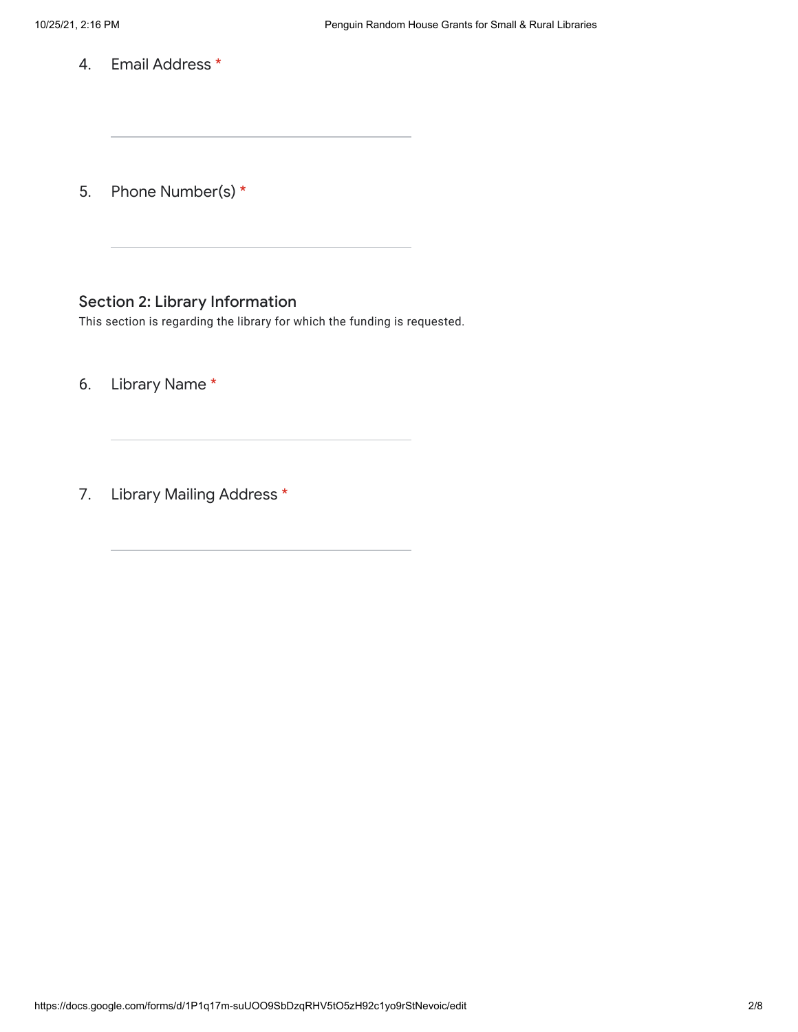4. Email Address *

\_\_\_\_\_\_\_\_\_\_\_\_\_\_\_\_\_\_\_\_\_\_\_\_\_\_\_\_\_\_\_\_\_\_\_\_

5. Phone Number(s) *

\_\_\_\_\_\_\_\_\_\_\_\_\_\_\_\_\_\_\_\_\_\_\_\_\_\_\_\_\_\_\_\_\_\_\_\_

## Section 2: Library Information

This section is regarding the library for which the funding is requested.

6. Library Name *

\_\_\_\_\_\_\_\_\_\_\_\_\_\_\_\_\_\_\_\_\_\_\_\_\_\_\_\_\_\_\_\_\_\_\_\_

7. Library Mailing Address *

\_\_\_\_\_\_\_\_\_\_\_\_\_\_\_\_\_\_\_\_\_\_\_\_\_\_\_\_\_\_\_\_\_\_\_\_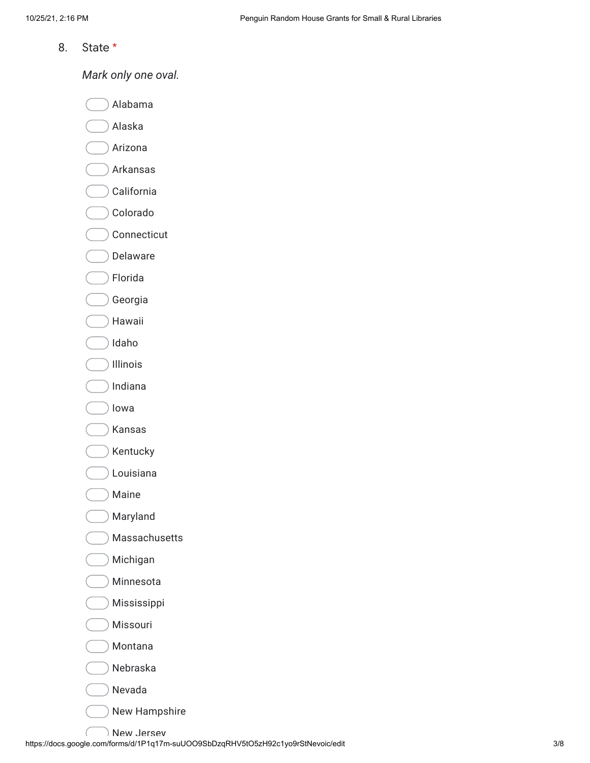8. State *

*Mark only one oval.*

- Alabama
- Alaska
- Arizona
- Arkansas
- California
- Colorado
- Connecticut
- Delaware
- Florida
- Georgia
- Hawaii
- Idaho
- Illinois
- Indiana
- Iowa
- Kansas
- Kentucky
- Louisiana
- Maine
- Maryland
- Massachusetts
- Michigan
- Minnesota
- Mississippi
- Missouri
- Montana
- Nebraska
- Nevada
- New Hampshire
- New Jersey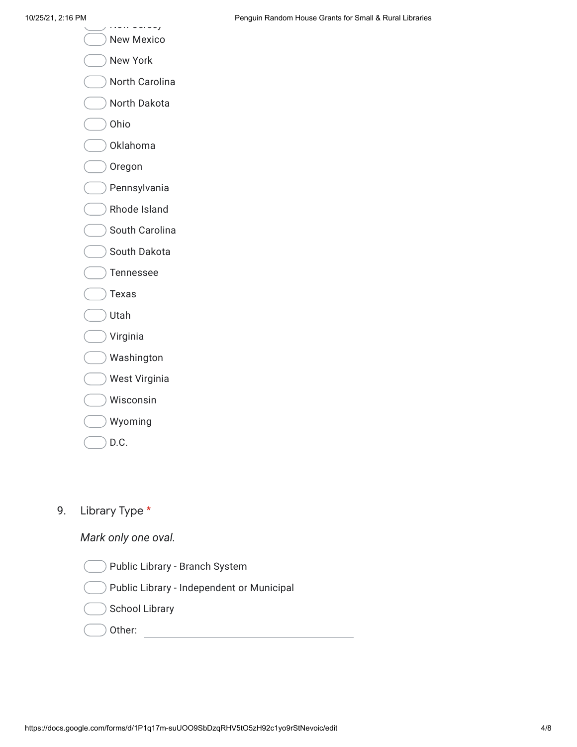- ( ) New Jersey
- ( ) New Mexico
- ( ) New York
- ( ) North Carolina
- ( ) North Dakota
- ( ) Ohio
- ( ) Oklahoma
- ( ) Oregon
- ( ) Pennsylvania
- ( ) Rhode Island
- ( ) South Carolina
- ( ) South Dakota
- ( ) Tennessee
- ( ) Texas
- ( ) Utah
- ( ) Virginia
- ( ) Washington
- ( ) West Virginia
- ( ) Wisconsin
- ( ) Wyoming
- ( ) D.C.

9. Library Type *

*Mark only one oval.*

- ( ) Public Library - Branch System
- ( ) Public Library - Independent or Municipal
- ( ) School Library
- ( ) Other: ____________________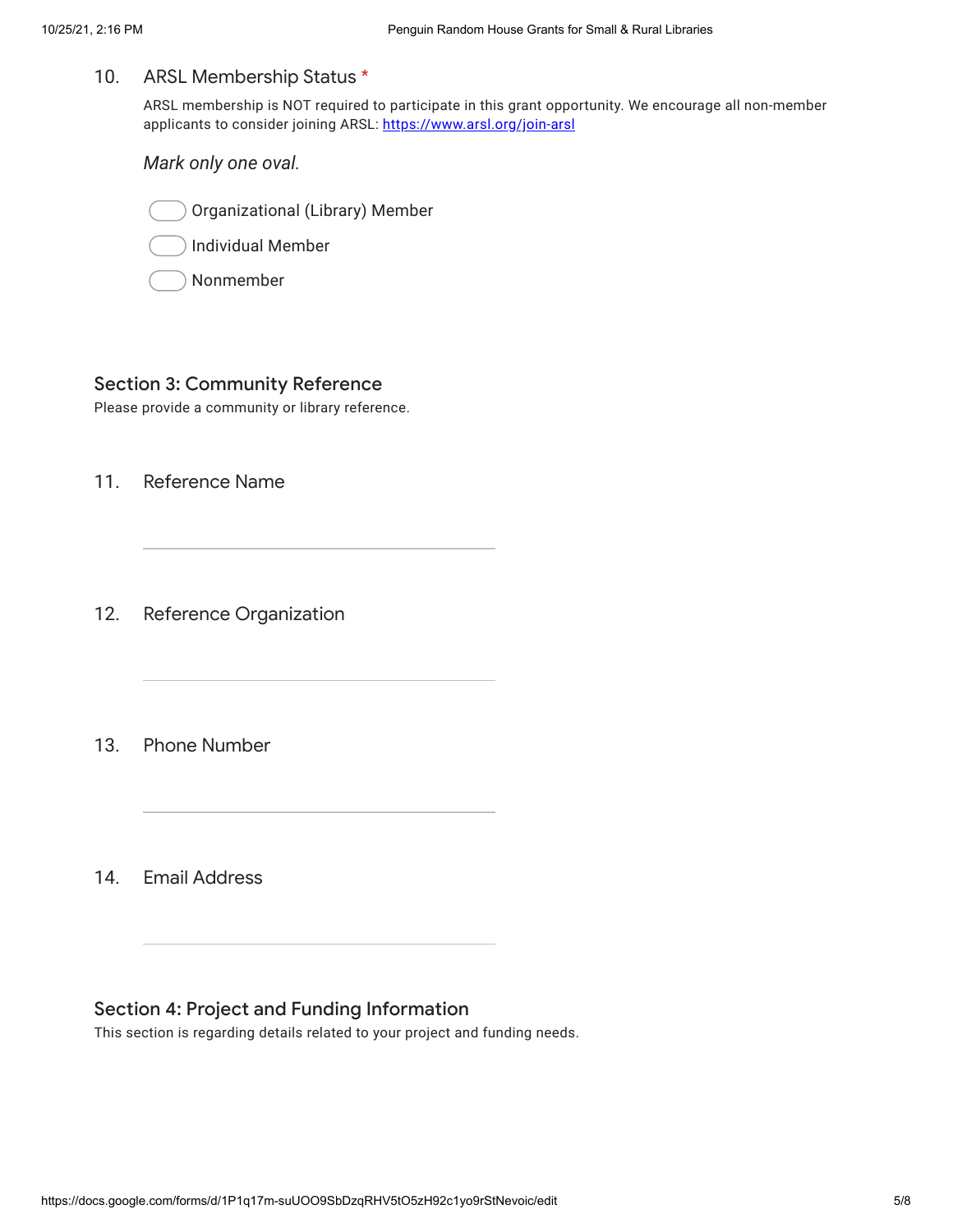10. ARSL Membership Status *

ARSL membership is NOT required to participate in this grant opportunity. We encourage all non-member applicants to consider joining ARSL: https://www.arsl.org/join-arsl

*Mark only one oval.*

- ◯ Organizational (Library) Member
- ◯ Individual Member
- ◯ Nonmember

## Section 3: Community Reference

Please provide a community or library reference.

11. Reference Name

_______________________________

12. Reference Organization

_______________________________

13. Phone Number

_______________________________

14. Email Address

_______________________________

## Section 4: Project and Funding Information

This section is regarding details related to your project and funding needs.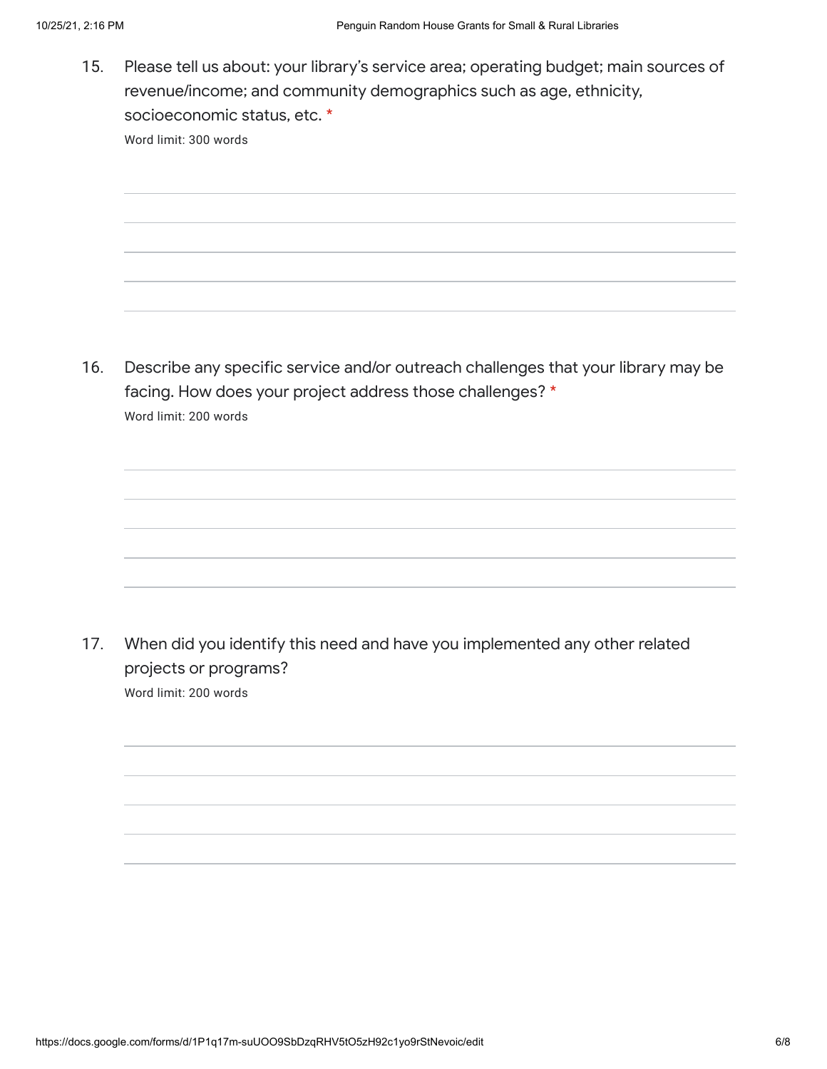15. Please tell us about: your library's service area; operating budget; main sources of revenue/income; and community demographics such as age, ethnicity, socioeconomic status, etc. *

    Word limit: 300 words

16. Describe any specific service and/or outreach challenges that your library may be facing. How does your project address those challenges? *

    Word limit: 200 words

17. When did you identify this need and have you implemented any other related projects or programs?

    Word limit: 200 words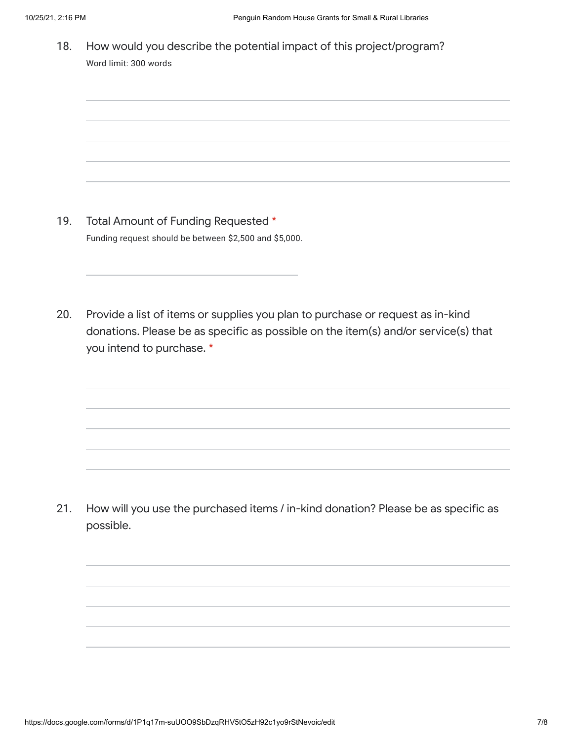18. How would you describe the potential impact of this project/program?

Word limit: 300 words

19. Total Amount of Funding Requested *

Funding request should be between $2,500 and $5,000.

20. Provide a list of items or supplies you plan to purchase or request as in-kind donations. Please be as specific as possible on the item(s) and/or service(s) that you intend to purchase. *

21. How will you use the purchased items / in-kind donation? Please be as specific as possible.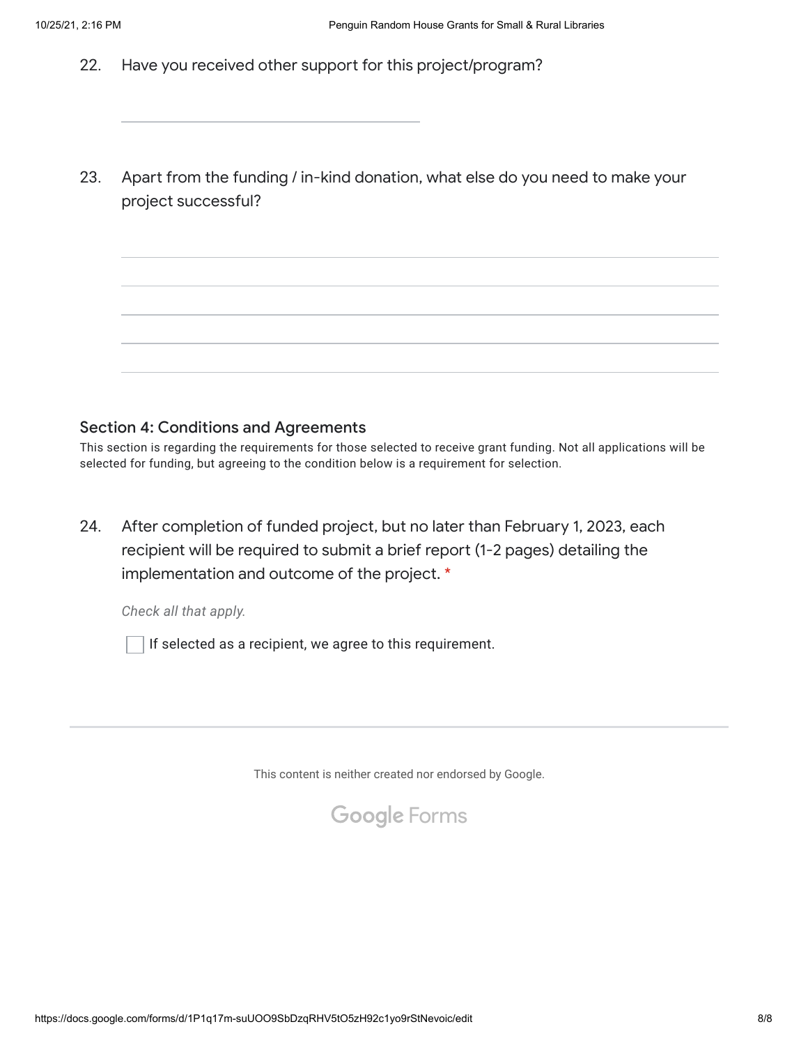22. Have you received other support for this project/program?

\_\_\_\_\_\_\_\_\_\_\_\_\_\_\_\_\_\_\_\_\_\_\_\_\_\_\_\_\_\_\_\_\_\_\_\_\_\_\_\_

23. Apart from the funding / in-kind donation, what else do you need to make your project successful?

\_\_\_\_\_\_\_\_\_\_\_\_\_\_\_\_\_\_\_\_\_\_\_\_\_\_\_\_\_\_\_\_\_\_\_\_\_\_\_\_\_\_\_\_\_\_\_\_\_\_\_\_\_\_\_\_\_\_\_\_\_\_\_\_\_\_\_\_\_\_\_\_\_\_\_\_

\_\_\_\_\_\_\_\_\_\_\_\_\_\_\_\_\_\_\_\_\_\_\_\_\_\_\_\_\_\_\_\_\_\_\_\_\_\_\_\_\_\_\_\_\_\_\_\_\_\_\_\_\_\_\_\_\_\_\_\_\_\_\_\_\_\_\_\_\_\_\_\_\_\_\_\_

\_\_\_\_\_\_\_\_\_\_\_\_\_\_\_\_\_\_\_\_\_\_\_\_\_\_\_\_\_\_\_\_\_\_\_\_\_\_\_\_\_\_\_\_\_\_\_\_\_\_\_\_\_\_\_\_\_\_\_\_\_\_\_\_\_\_\_\_\_\_\_\_\_\_\_\_

\_\_\_\_\_\_\_\_\_\_\_\_\_\_\_\_\_\_\_\_\_\_\_\_\_\_\_\_\_\_\_\_\_\_\_\_\_\_\_\_\_\_\_\_\_\_\_\_\_\_\_\_\_\_\_\_\_\_\_\_\_\_\_\_\_\_\_\_\_\_\_\_\_\_\_\_

\_\_\_\_\_\_\_\_\_\_\_\_\_\_\_\_\_\_\_\_\_\_\_\_\_\_\_\_\_\_\_\_\_\_\_\_\_\_\_\_\_\_\_\_\_\_\_\_\_\_\_\_\_\_\_\_\_\_\_\_\_\_\_\_\_\_\_\_\_\_\_\_\_\_\_\_

### Section 4: Conditions and Agreements

This section is regarding the requirements for those selected to receive grant funding. Not all applications will be selected for funding, but agreeing to the condition below is a requirement for selection.

24. After completion of funded project, but no later than February 1, 2023, each recipient will be required to submit a brief report (1-2 pages) detailing the implementation and outcome of the project. *

*Check all that apply.*

- [ ] If selected as a recipient, we agree to this requirement.

This content is neither created nor endorsed by Google.

Google Forms